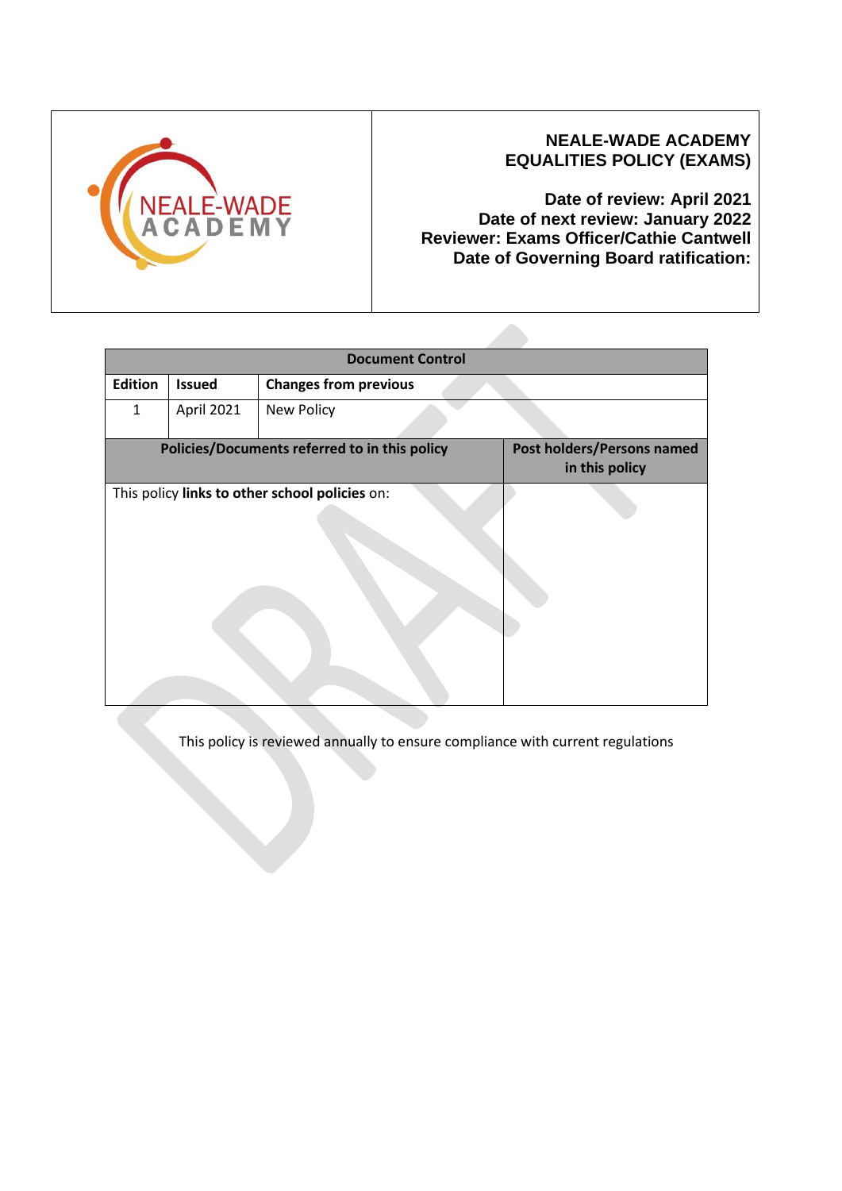NEALE-WADE ACADEMY

# EQUALITIES POLICY (EXAMS)

**Date of review: April 2021**
**Date of next review: January 2022**
**Reviewer: Exams Officer/Cathie Cantwell**
**Date of Governing Board ratification:**

| Document Control | | |
|---|---|---|
| **Edition** | **Issued** | **Changes from previous** |
| 1 | April 2021 | New Policy |

| Policies/Documents referred to in this policy | Post holders/Persons named in this policy |
|---|---|
| This policy **links to other school policies** on: | |

This policy is reviewed annually to ensure compliance with current regulations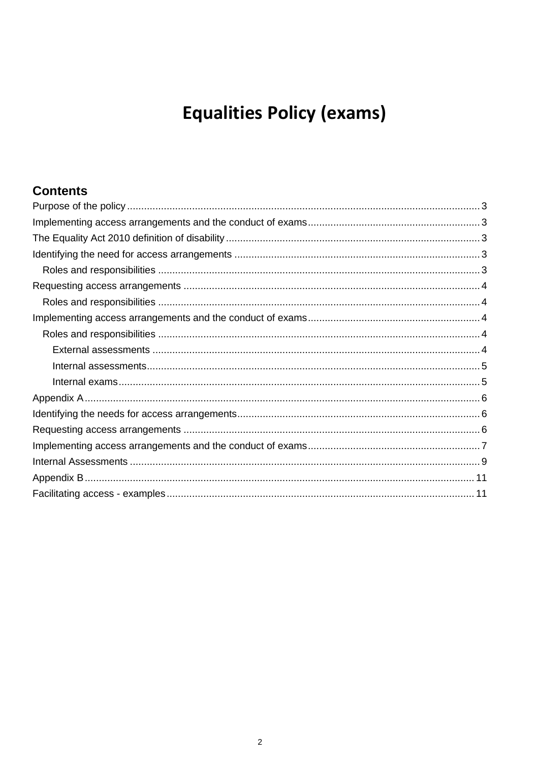# Equalities Policy (exams)

## Contents

- Purpose of the policy ..... 3
- Implementing access arrangements and the conduct of exams ..... 3
- The Equality Act 2010 definition of disability ..... 3
- Identifying the need for access arrangements ..... 3
  - Roles and responsibilities ..... 3
- Requesting access arrangements ..... 4
  - Roles and responsibilities ..... 4
- Implementing access arrangements and the conduct of exams ..... 4
  - Roles and responsibilities ..... 4
    - External assessments ..... 4
    - Internal assessments ..... 5
    - Internal exams ..... 5
- Appendix A ..... 6
- Identifying the needs for access arrangements ..... 6
- Requesting access arrangements ..... 6
- Implementing access arrangements and the conduct of exams ..... 7
- Internal Assessments ..... 9
- Appendix B ..... 11
- Facilitating access - examples ..... 11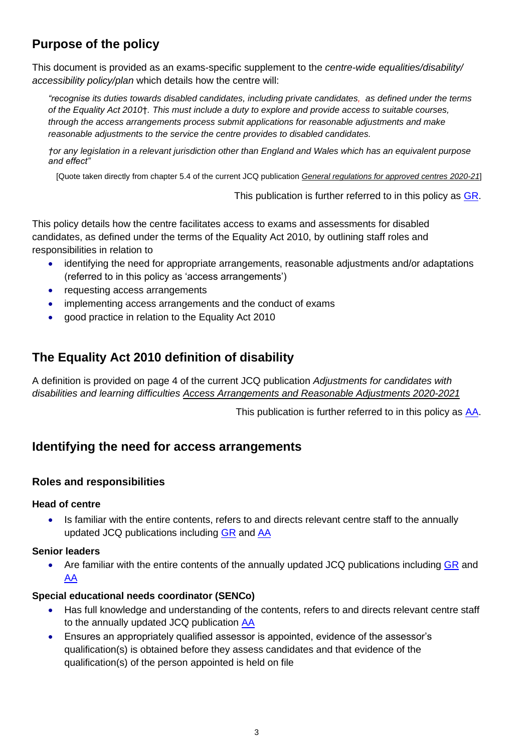## Purpose of the policy

This document is provided as an exams-specific supplement to the *centre-wide equalities/disability/ accessibility policy/plan* which details how the centre will:

> *"recognise its duties towards disabled candidates, including private candidates, as defined under the terms of the Equality Act 2010†. This must include a duty to explore and provide access to suitable courses, through the access arrangements process submit applications for reasonable adjustments and make reasonable adjustments to the service the centre provides to disabled candidates.*
>
> *†or any legislation in a relevant jurisdiction other than England and Wales which has an equivalent purpose and effect"*
>
> [Quote taken directly from chapter 5.4 of the current JCQ publication *General regulations for approved centres 2020-21*]

This publication is further referred to in this policy as GR.

This policy details how the centre facilitates access to exams and assessments for disabled candidates, as defined under the terms of the Equality Act 2010, by outlining staff roles and responsibilities in relation to

- identifying the need for appropriate arrangements, reasonable adjustments and/or adaptations (referred to in this policy as 'access arrangements')
- requesting access arrangements
- implementing access arrangements and the conduct of exams
- good practice in relation to the Equality Act 2010

## The Equality Act 2010 definition of disability

A definition is provided on page 4 of the current JCQ publication *Adjustments for candidates with disabilities and learning difficulties* Access Arrangements and Reasonable Adjustments 2020-2021

This publication is further referred to in this policy as AA.

## Identifying the need for access arrangements

### Roles and responsibilities

#### Head of centre

- Is familiar with the entire contents, refers to and directs relevant centre staff to the annually updated JCQ publications including GR and AA

#### Senior leaders

- Are familiar with the entire contents of the annually updated JCQ publications including GR and AA

#### Special educational needs coordinator (SENCo)

- Has full knowledge and understanding of the contents, refers to and directs relevant centre staff to the annually updated JCQ publication AA
- Ensures an appropriately qualified assessor is appointed, evidence of the assessor's qualification(s) is obtained before they assess candidates and that evidence of the qualification(s) of the person appointed is held on file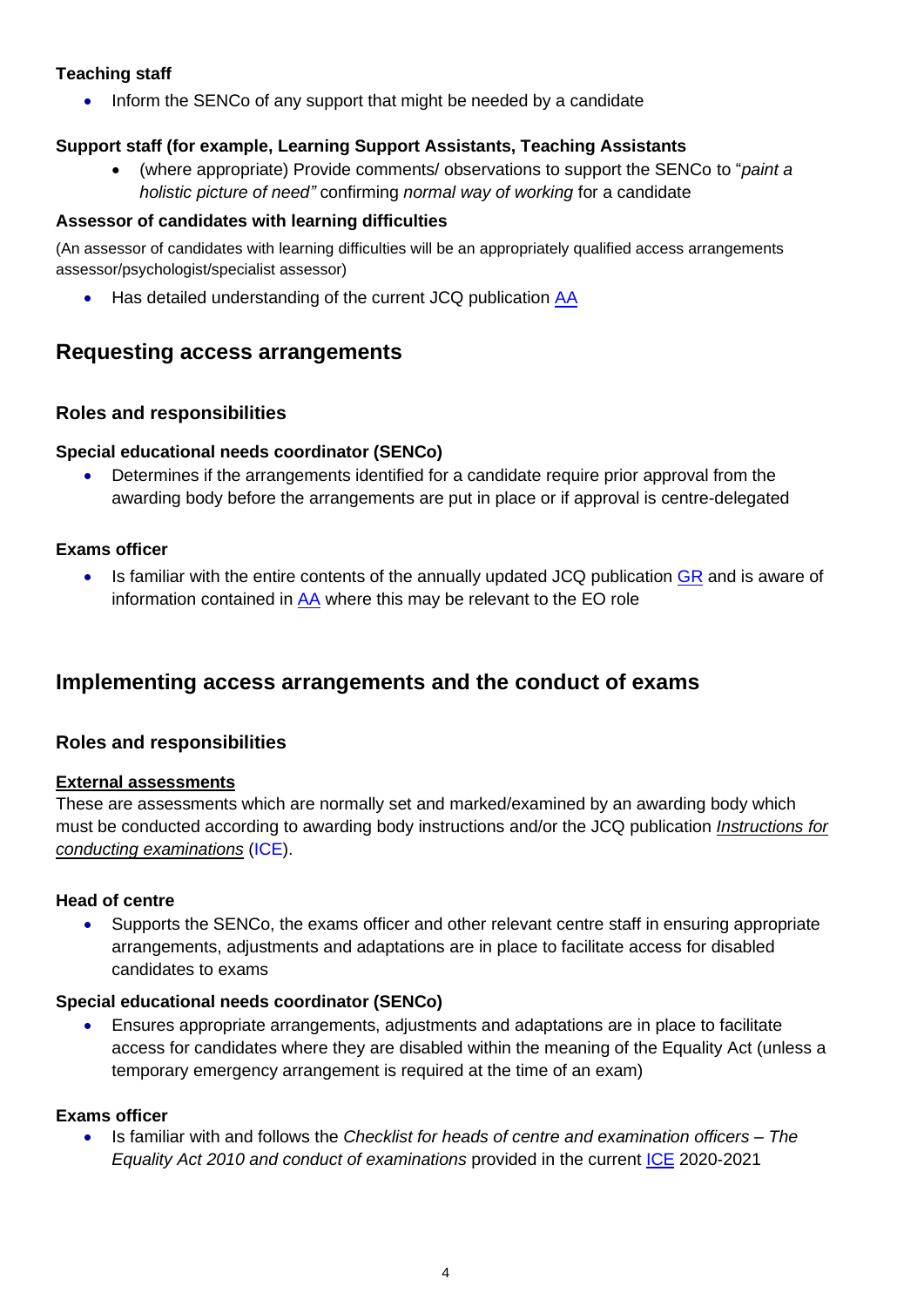**Teaching staff**

- Inform the SENCo of any support that might be needed by a candidate

**Support staff (for example, Learning Support Assistants, Teaching Assistants**

- (where appropriate) Provide comments/ observations to support the SENCo to "*paint a holistic picture of need"* confirming *normal way of working* for a candidate

**Assessor of candidates with learning difficulties**

(An assessor of candidates with learning difficulties will be an appropriately qualified access arrangements assessor/psychologist/specialist assessor)

- Has detailed understanding of the current JCQ publication AA

## Requesting access arrangements

### Roles and responsibilities

**Special educational needs coordinator (SENCo)**

- Determines if the arrangements identified for a candidate require prior approval from the awarding body before the arrangements are put in place or if approval is centre-delegated

**Exams officer**

- Is familiar with the entire contents of the annually updated JCQ publication GR and is aware of information contained in AA where this may be relevant to the EO role

## Implementing access arrangements and the conduct of exams

### Roles and responsibilities

**External assessments**

These are assessments which are normally set and marked/examined by an awarding body which must be conducted according to awarding body instructions and/or the JCQ publication ***Instructions for conducting examinations*** (ICE).

**Head of centre**

- Supports the SENCo, the exams officer and other relevant centre staff in ensuring appropriate arrangements, adjustments and adaptations are in place to facilitate access for disabled candidates to exams

**Special educational needs coordinator (SENCo)**

- Ensures appropriate arrangements, adjustments and adaptations are in place to facilitate access for candidates where they are disabled within the meaning of the Equality Act (unless a temporary emergency arrangement is required at the time of an exam)

**Exams officer**

- Is familiar with and follows the *Checklist for heads of centre and examination officers – The Equality Act 2010 and conduct of examinations* provided in the current ICE 2020-2021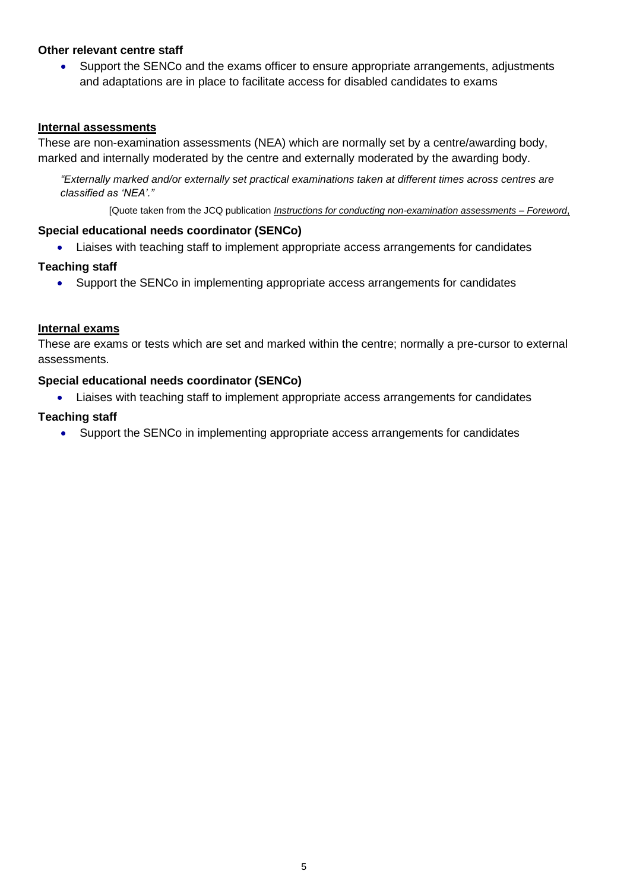**Other relevant centre staff**

- Support the SENCo and the exams officer to ensure appropriate arrangements, adjustments and adaptations are in place to facilitate access for disabled candidates to exams

**Internal assessments**

These are non-examination assessments (NEA) which are normally set by a centre/awarding body, marked and internally moderated by the centre and externally moderated by the awarding body.

> *"Externally marked and/or externally set practical examinations taken at different times across centres are classified as 'NEA'."*
>
> [Quote taken from the JCQ publication *Instructions for conducting non-examination assessments – Foreword*,

**Special educational needs coordinator (SENCo)**

- Liaises with teaching staff to implement appropriate access arrangements for candidates

**Teaching staff**

- Support the SENCo in implementing appropriate access arrangements for candidates

**Internal exams**

These are exams or tests which are set and marked within the centre; normally a pre-cursor to external assessments.

**Special educational needs coordinator (SENCo)**

- Liaises with teaching staff to implement appropriate access arrangements for candidates

**Teaching staff**

- Support the SENCo in implementing appropriate access arrangements for candidates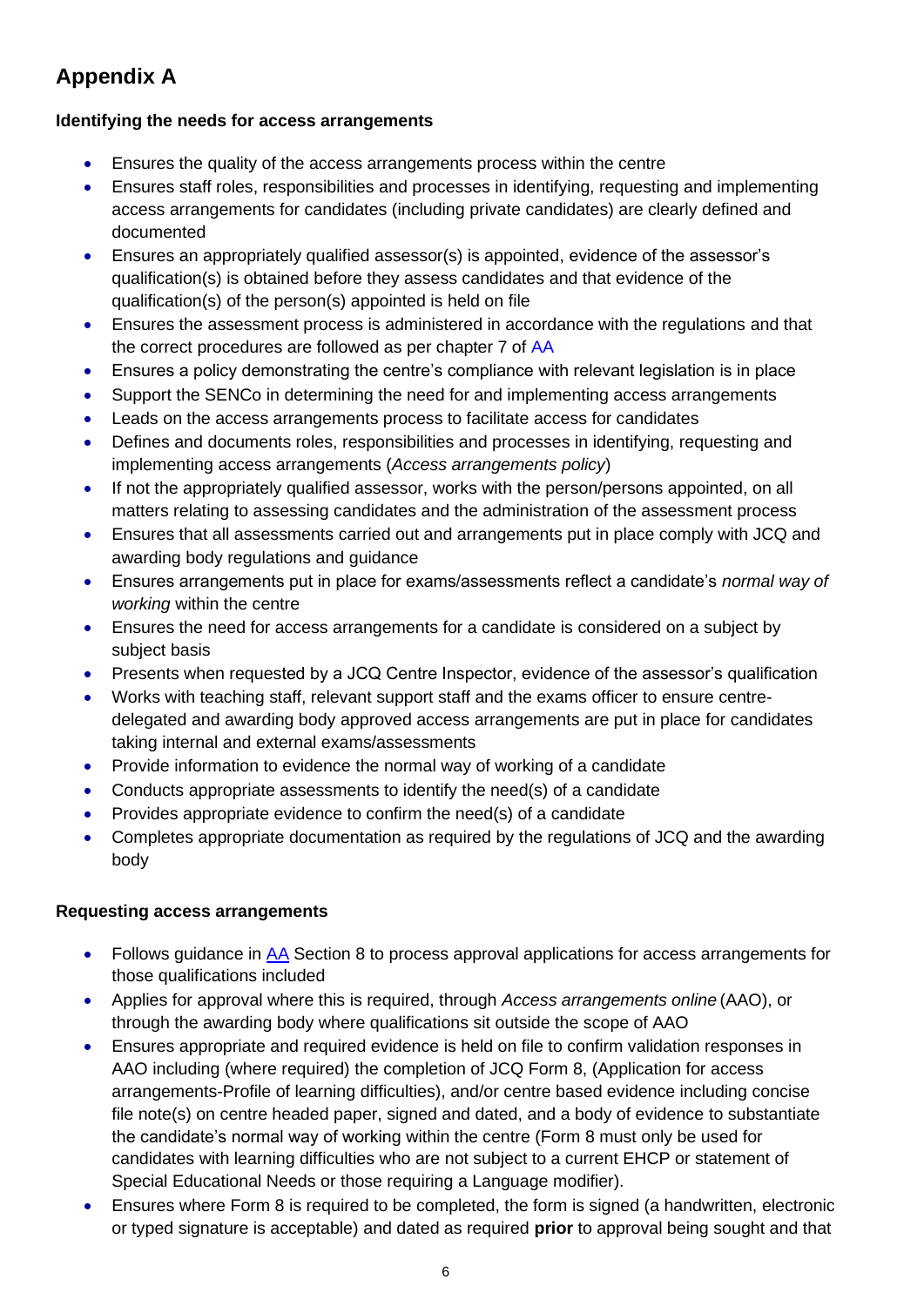## Appendix A

### Identifying the needs for access arrangements

- Ensures the quality of the access arrangements process within the centre
- Ensures staff roles, responsibilities and processes in identifying, requesting and implementing access arrangements for candidates (including private candidates) are clearly defined and documented
- Ensures an appropriately qualified assessor(s) is appointed, evidence of the assessor's qualification(s) is obtained before they assess candidates and that evidence of the qualification(s) of the person(s) appointed is held on file
- Ensures the assessment process is administered in accordance with the regulations and that the correct procedures are followed as per chapter 7 of AA
- Ensures a policy demonstrating the centre's compliance with relevant legislation is in place
- Support the SENCo in determining the need for and implementing access arrangements
- Leads on the access arrangements process to facilitate access for candidates
- Defines and documents roles, responsibilities and processes in identifying, requesting and implementing access arrangements (*Access arrangements policy*)
- If not the appropriately qualified assessor, works with the person/persons appointed, on all matters relating to assessing candidates and the administration of the assessment process
- Ensures that all assessments carried out and arrangements put in place comply with JCQ and awarding body regulations and guidance
- Ensures arrangements put in place for exams/assessments reflect a candidate's *normal way of working* within the centre
- Ensures the need for access arrangements for a candidate is considered on a subject by subject basis
- Presents when requested by a JCQ Centre Inspector, evidence of the assessor's qualification
- Works with teaching staff, relevant support staff and the exams officer to ensure centre-delegated and awarding body approved access arrangements are put in place for candidates taking internal and external exams/assessments
- Provide information to evidence the normal way of working of a candidate
- Conducts appropriate assessments to identify the need(s) of a candidate
- Provides appropriate evidence to confirm the need(s) of a candidate
- Completes appropriate documentation as required by the regulations of JCQ and the awarding body

### Requesting access arrangements

- Follows guidance in AA Section 8 to process approval applications for access arrangements for those qualifications included
- Applies for approval where this is required, through *Access arrangements online* (AAO), or through the awarding body where qualifications sit outside the scope of AAO
- Ensures appropriate and required evidence is held on file to confirm validation responses in AAO including (where required) the completion of JCQ Form 8, (Application for access arrangements-Profile of learning difficulties), and/or centre based evidence including concise file note(s) on centre headed paper, signed and dated, and a body of evidence to substantiate the candidate's normal way of working within the centre (Form 8 must only be used for candidates with learning difficulties who are not subject to a current EHCP or statement of Special Educational Needs or those requiring a Language modifier).
- Ensures where Form 8 is required to be completed, the form is signed (a handwritten, electronic or typed signature is acceptable) and dated as required **prior** to approval being sought and that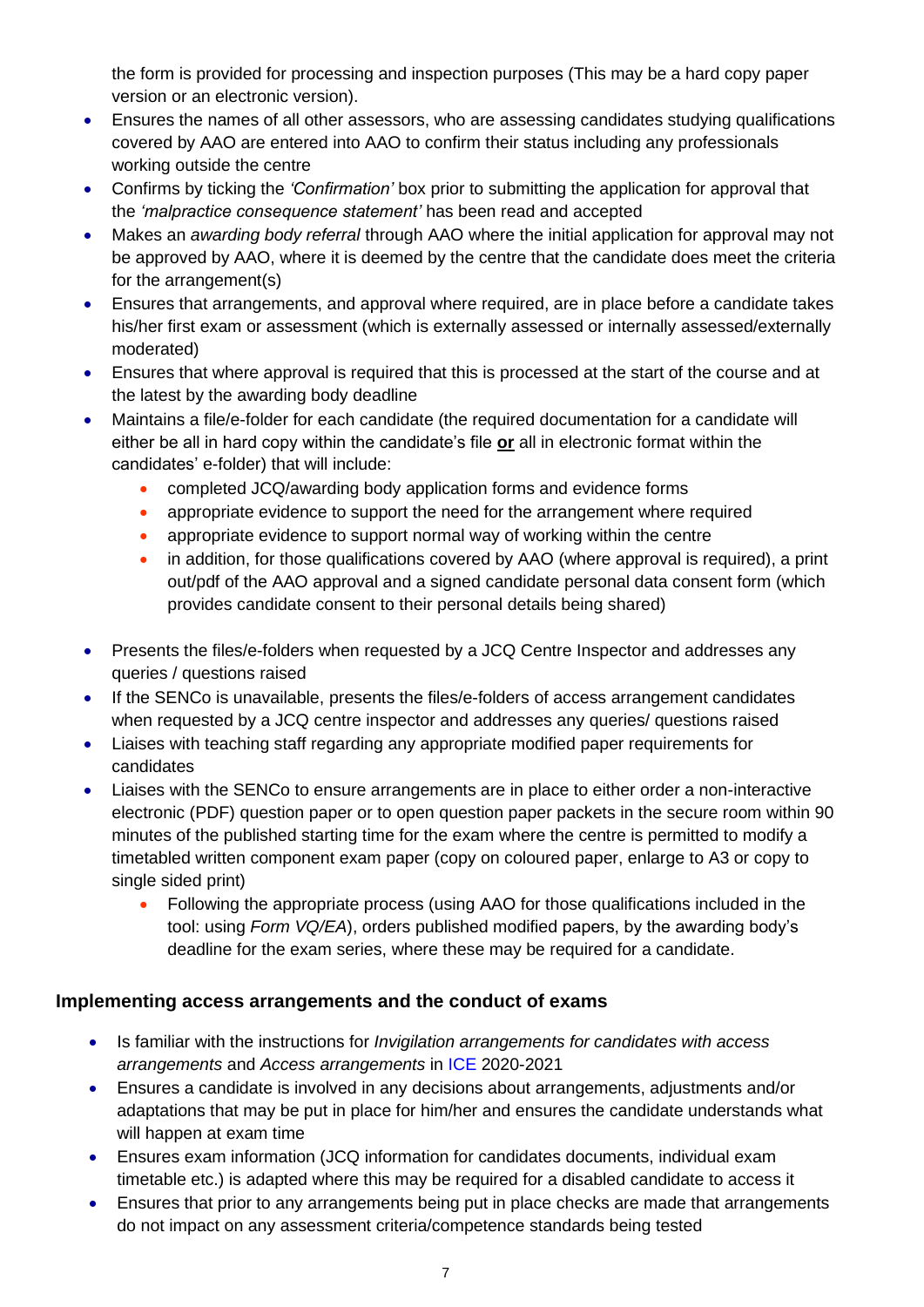the form is provided for processing and inspection purposes (This may be a hard copy paper version or an electronic version).

- Ensures the names of all other assessors, who are assessing candidates studying qualifications covered by AAO are entered into AAO to confirm their status including any professionals working outside the centre
- Confirms by ticking the *'Confirmation'* box prior to submitting the application for approval that the *'malpractice consequence statement'* has been read and accepted
- Makes an *awarding body referral* through AAO where the initial application for approval may not be approved by AAO, where it is deemed by the centre that the candidate does meet the criteria for the arrangement(s)
- Ensures that arrangements, and approval where required, are in place before a candidate takes his/her first exam or assessment (which is externally assessed or internally assessed/externally moderated)
- Ensures that where approval is required that this is processed at the start of the course and at the latest by the awarding body deadline
- Maintains a file/e-folder for each candidate (the required documentation for a candidate will either be all in hard copy within the candidate's file **<u>or</u>** all in electronic format within the candidates' e-folder) that will include:
    - completed JCQ/awarding body application forms and evidence forms
    - appropriate evidence to support the need for the arrangement where required
    - appropriate evidence to support normal way of working within the centre
    - in addition, for those qualifications covered by AAO (where approval is required), a print out/pdf of the AAO approval and a signed candidate personal data consent form (which provides candidate consent to their personal details being shared)
- Presents the files/e-folders when requested by a JCQ Centre Inspector and addresses any queries / questions raised
- If the SENCo is unavailable, presents the files/e-folders of access arrangement candidates when requested by a JCQ centre inspector and addresses any queries/ questions raised
- Liaises with teaching staff regarding any appropriate modified paper requirements for candidates
- Liaises with the SENCo to ensure arrangements are in place to either order a non-interactive electronic (PDF) question paper or to open question paper packets in the secure room within 90 minutes of the published starting time for the exam where the centre is permitted to modify a timetabled written component exam paper (copy on coloured paper, enlarge to A3 or copy to single sided print)
    - Following the appropriate process (using AAO for those qualifications included in the tool: using *Form VQ/EA*), orders published modified papers, by the awarding body's deadline for the exam series, where these may be required for a candidate.

### Implementing access arrangements and the conduct of exams

- Is familiar with the instructions for *Invigilation arrangements for candidates with access arrangements* and *Access arrangements* in ICE 2020-2021
- Ensures a candidate is involved in any decisions about arrangements, adjustments and/or adaptations that may be put in place for him/her and ensures the candidate understands what will happen at exam time
- Ensures exam information (JCQ information for candidates documents, individual exam timetable etc.) is adapted where this may be required for a disabled candidate to access it
- Ensures that prior to any arrangements being put in place checks are made that arrangements do not impact on any assessment criteria/competence standards being tested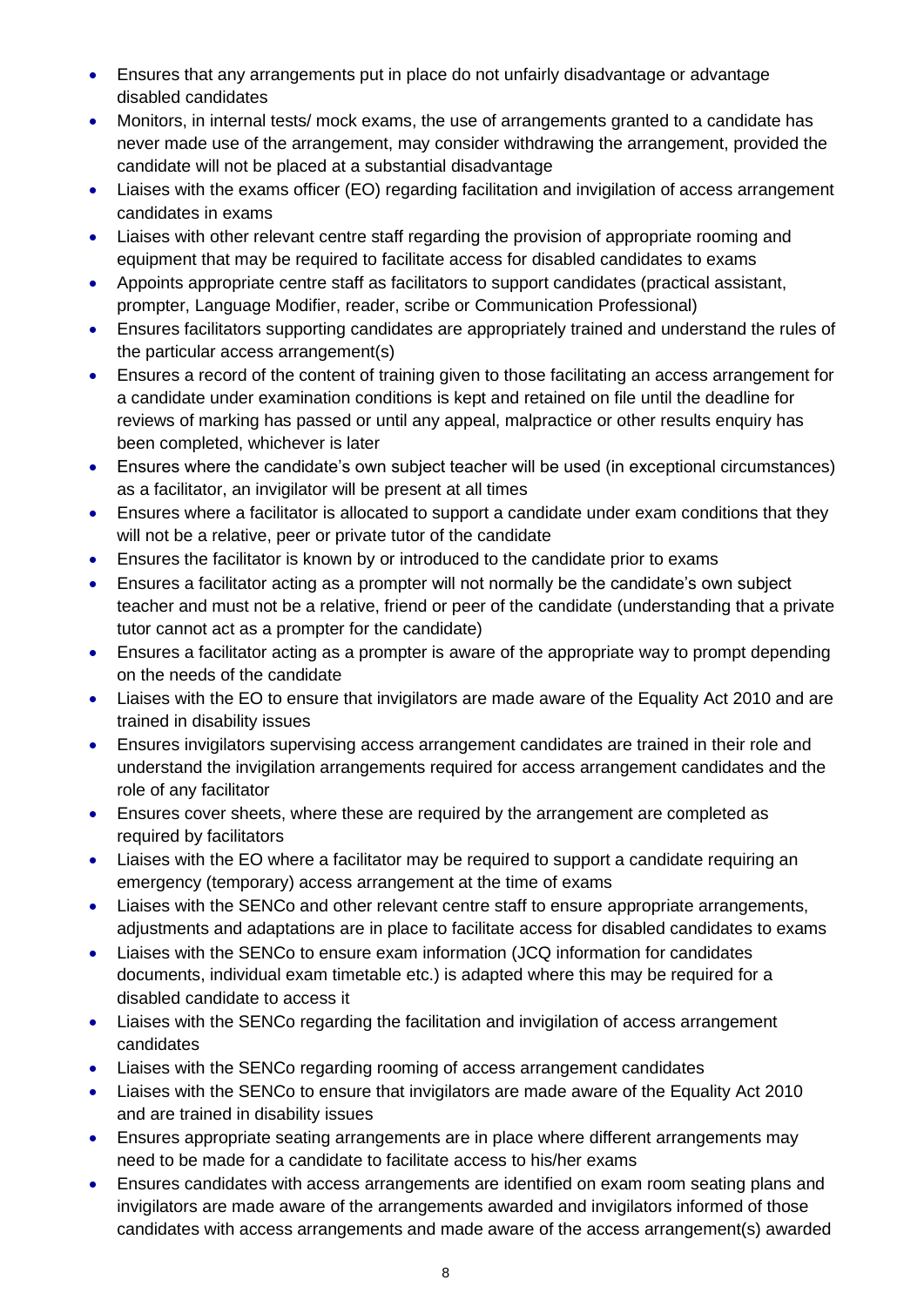- Ensures that any arrangements put in place do not unfairly disadvantage or advantage disabled candidates
- Monitors, in internal tests/ mock exams, the use of arrangements granted to a candidate has never made use of the arrangement, may consider withdrawing the arrangement, provided the candidate will not be placed at a substantial disadvantage
- Liaises with the exams officer (EO) regarding facilitation and invigilation of access arrangement candidates in exams
- Liaises with other relevant centre staff regarding the provision of appropriate rooming and equipment that may be required to facilitate access for disabled candidates to exams
- Appoints appropriate centre staff as facilitators to support candidates (practical assistant, prompter, Language Modifier, reader, scribe or Communication Professional)
- Ensures facilitators supporting candidates are appropriately trained and understand the rules of the particular access arrangement(s)
- Ensures a record of the content of training given to those facilitating an access arrangement for a candidate under examination conditions is kept and retained on file until the deadline for reviews of marking has passed or until any appeal, malpractice or other results enquiry has been completed, whichever is later
- Ensures where the candidate's own subject teacher will be used (in exceptional circumstances) as a facilitator, an invigilator will be present at all times
- Ensures where a facilitator is allocated to support a candidate under exam conditions that they will not be a relative, peer or private tutor of the candidate
- Ensures the facilitator is known by or introduced to the candidate prior to exams
- Ensures a facilitator acting as a prompter will not normally be the candidate's own subject teacher and must not be a relative, friend or peer of the candidate (understanding that a private tutor cannot act as a prompter for the candidate)
- Ensures a facilitator acting as a prompter is aware of the appropriate way to prompt depending on the needs of the candidate
- Liaises with the EO to ensure that invigilators are made aware of the Equality Act 2010 and are trained in disability issues
- Ensures invigilators supervising access arrangement candidates are trained in their role and understand the invigilation arrangements required for access arrangement candidates and the role of any facilitator
- Ensures cover sheets, where these are required by the arrangement are completed as required by facilitators
- Liaises with the EO where a facilitator may be required to support a candidate requiring an emergency (temporary) access arrangement at the time of exams
- Liaises with the SENCo and other relevant centre staff to ensure appropriate arrangements, adjustments and adaptations are in place to facilitate access for disabled candidates to exams
- Liaises with the SENCo to ensure exam information (JCQ information for candidates documents, individual exam timetable etc.) is adapted where this may be required for a disabled candidate to access it
- Liaises with the SENCo regarding the facilitation and invigilation of access arrangement candidates
- Liaises with the SENCo regarding rooming of access arrangement candidates
- Liaises with the SENCo to ensure that invigilators are made aware of the Equality Act 2010 and are trained in disability issues
- Ensures appropriate seating arrangements are in place where different arrangements may need to be made for a candidate to facilitate access to his/her exams
- Ensures candidates with access arrangements are identified on exam room seating plans and invigilators are made aware of the arrangements awarded and invigilators informed of those candidates with access arrangements and made aware of the access arrangement(s) awarded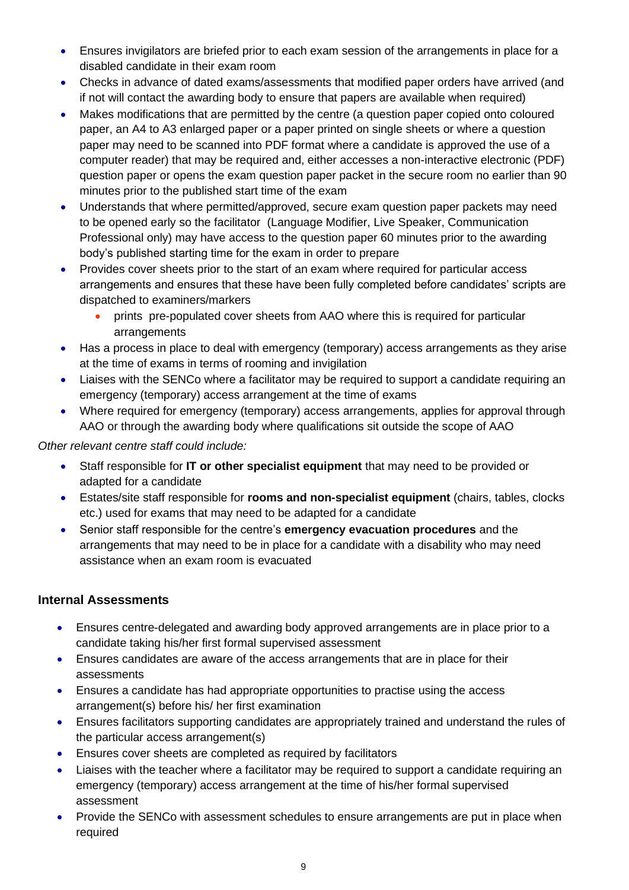- Ensures invigilators are briefed prior to each exam session of the arrangements in place for a disabled candidate in their exam room
- Checks in advance of dated exams/assessments that modified paper orders have arrived (and if not will contact the awarding body to ensure that papers are available when required)
- Makes modifications that are permitted by the centre (a question paper copied onto coloured paper, an A4 to A3 enlarged paper or a paper printed on single sheets or where a question paper may need to be scanned into PDF format where a candidate is approved the use of a computer reader) that may be required and, either accesses a non-interactive electronic (PDF) question paper or opens the exam question paper packet in the secure room no earlier than 90 minutes prior to the published start time of the exam
- Understands that where permitted/approved, secure exam question paper packets may need to be opened early so the facilitator (Language Modifier, Live Speaker, Communication Professional only) may have access to the question paper 60 minutes prior to the awarding body's published starting time for the exam in order to prepare
- Provides cover sheets prior to the start of an exam where required for particular access arrangements and ensures that these have been fully completed before candidates' scripts are dispatched to examiners/markers
    - prints pre-populated cover sheets from AAO where this is required for particular arrangements
- Has a process in place to deal with emergency (temporary) access arrangements as they arise at the time of exams in terms of rooming and invigilation
- Liaises with the SENCo where a facilitator may be required to support a candidate requiring an emergency (temporary) access arrangement at the time of exams
- Where required for emergency (temporary) access arrangements, applies for approval through AAO or through the awarding body where qualifications sit outside the scope of AAO

*Other relevant centre staff could include:*

- Staff responsible for **IT or other specialist equipment** that may need to be provided or adapted for a candidate
- Estates/site staff responsible for **rooms and non-specialist equipment** (chairs, tables, clocks etc.) used for exams that may need to be adapted for a candidate
- Senior staff responsible for the centre's **emergency evacuation procedures** and the arrangements that may need to be in place for a candidate with a disability who may need assistance when an exam room is evacuated

### Internal Assessments

- Ensures centre-delegated and awarding body approved arrangements are in place prior to a candidate taking his/her first formal supervised assessment
- Ensures candidates are aware of the access arrangements that are in place for their assessments
- Ensures a candidate has had appropriate opportunities to practise using the access arrangement(s) before his/ her first examination
- Ensures facilitators supporting candidates are appropriately trained and understand the rules of the particular access arrangement(s)
- Ensures cover sheets are completed as required by facilitators
- Liaises with the teacher where a facilitator may be required to support a candidate requiring an emergency (temporary) access arrangement at the time of his/her formal supervised assessment
- Provide the SENCo with assessment schedules to ensure arrangements are put in place when required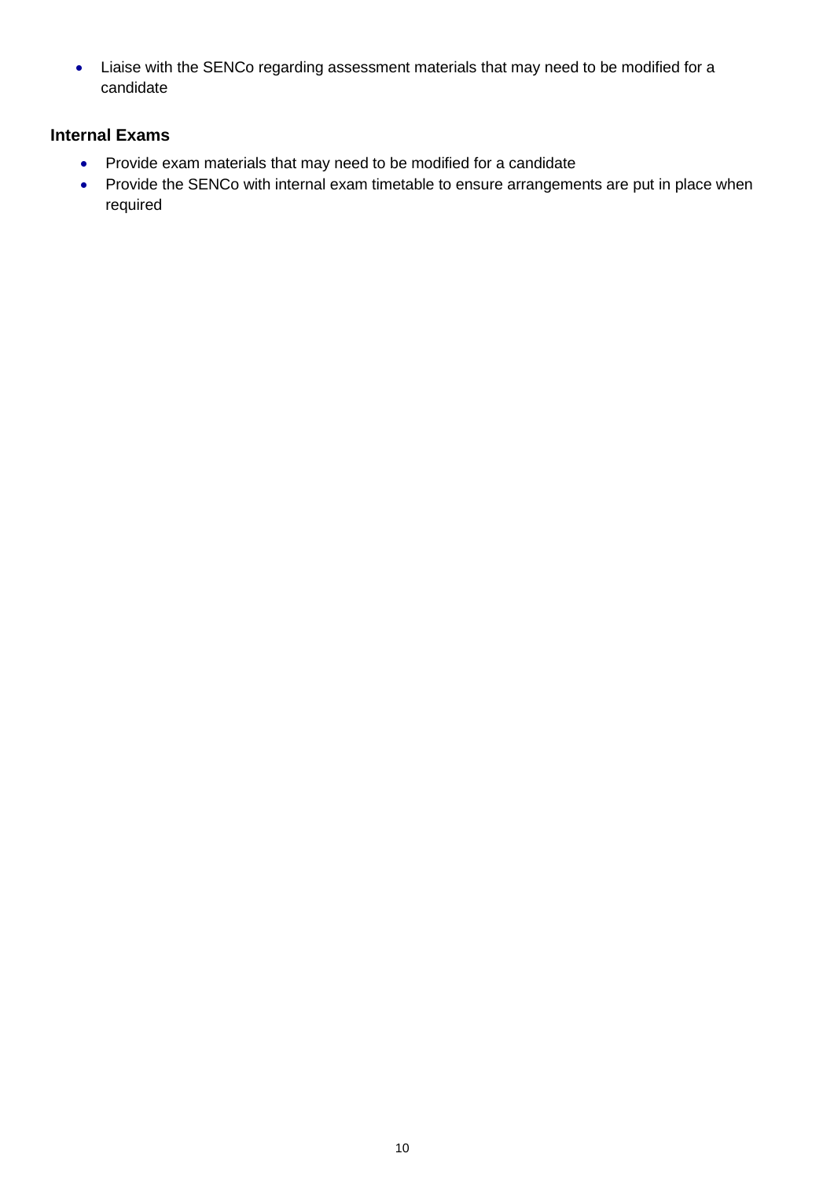- Liaise with the SENCo regarding assessment materials that may need to be modified for a candidate

### Internal Exams

- Provide exam materials that may need to be modified for a candidate
- Provide the SENCo with internal exam timetable to ensure arrangements are put in place when required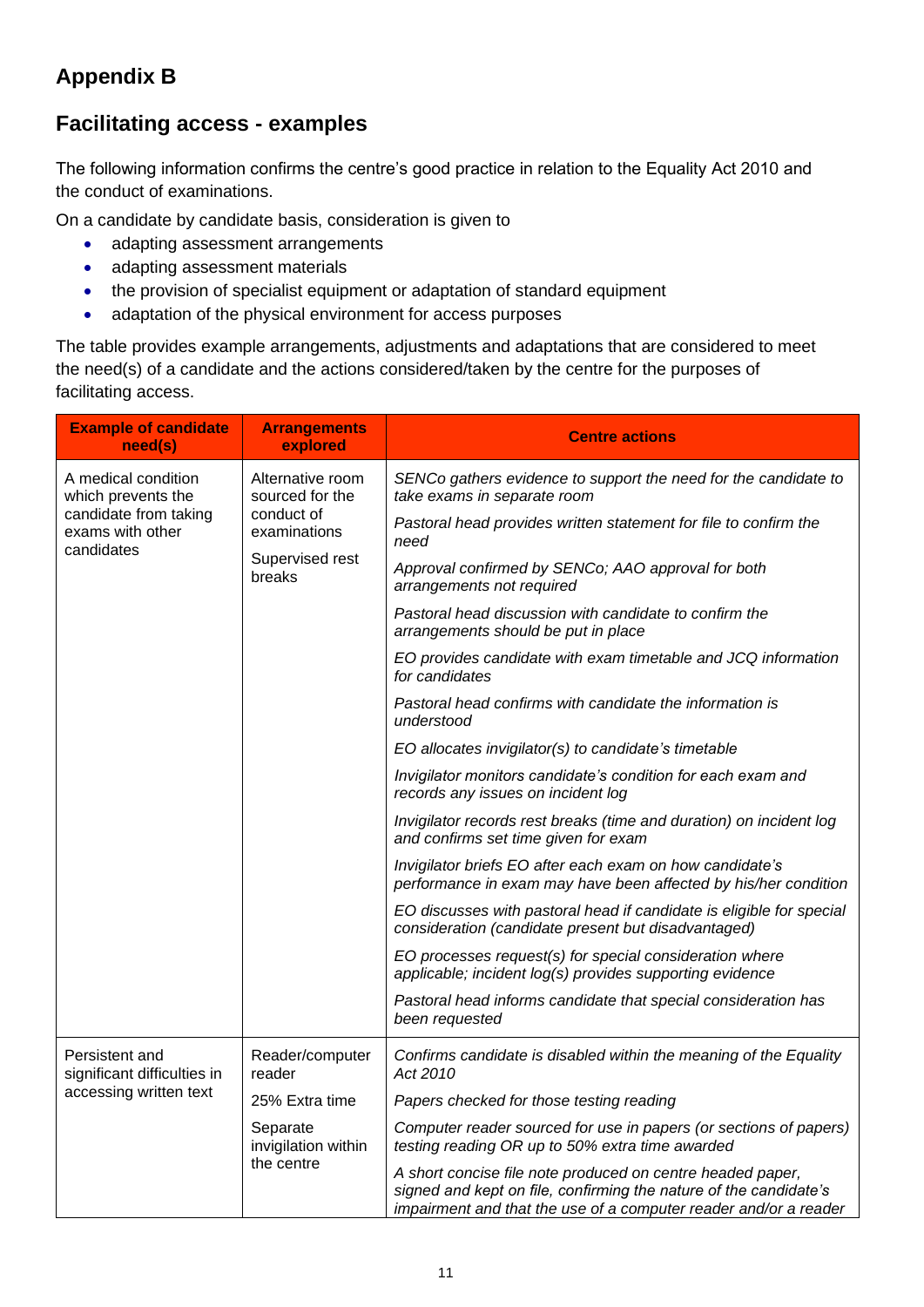## Appendix B

## Facilitating access - examples

The following information confirms the centre's good practice in relation to the Equality Act 2010 and the conduct of examinations.

On a candidate by candidate basis, consideration is given to

- adapting assessment arrangements
- adapting assessment materials
- the provision of specialist equipment or adaptation of standard equipment
- adaptation of the physical environment for access purposes

The table provides example arrangements, adjustments and adaptations that are considered to meet the need(s) of a candidate and the actions considered/taken by the centre for the purposes of facilitating access.

| Example of candidate need(s) | Arrangements explored | Centre actions |
|---|---|---|
| A medical condition which prevents the candidate from taking exams with other candidates | Alternative room sourced for the conduct of examinations<br><br>Supervised rest breaks | *SENCo gathers evidence to support the need for the candidate to take exams in separate room*<br><br>*Pastoral head provides written statement for file to confirm the need*<br><br>*Approval confirmed by SENCo; AAO approval for both arrangements not required*<br><br>*Pastoral head discussion with candidate to confirm the arrangements should be put in place*<br><br>*EO provides candidate with exam timetable and JCQ information for candidates*<br><br>*Pastoral head confirms with candidate the information is understood*<br><br>*EO allocates invigilator(s) to candidate's timetable*<br><br>*Invigilator monitors candidate's condition for each exam and records any issues on incident log*<br><br>*Invigilator records rest breaks (time and duration) on incident log and confirms set time given for exam*<br><br>*Invigilator briefs EO after each exam on how candidate's performance in exam may have been affected by his/her condition*<br><br>*EO discusses with pastoral head if candidate is eligible for special consideration (candidate present but disadvantaged)*<br><br>*EO processes request(s) for special consideration where applicable; incident log(s) provides supporting evidence*<br><br>*Pastoral head informs candidate that special consideration has been requested* |
| Persistent and significant difficulties in accessing written text | Reader/computer reader<br><br>25% Extra time<br><br>Separate invigilation within the centre | *Confirms candidate is disabled within the meaning of the Equality Act 2010*<br><br>*Papers checked for those testing reading*<br><br>*Computer reader sourced for use in papers (or sections of papers) testing reading OR up to 50% extra time awarded*<br><br>*A short concise file note produced on centre headed paper, signed and kept on file, confirming the nature of the candidate's impairment and that the use of a computer reader and/or a reader* |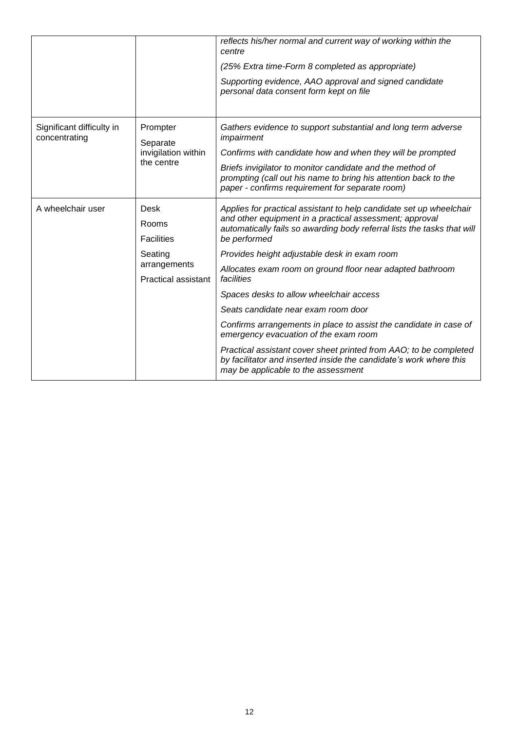| | | |
|---|---|---|
| | | *reflects his/her normal and current way of working within the centre*<br>*(25% Extra time-Form 8 completed as appropriate)*<br>*Supporting evidence, AAO approval and signed candidate personal data consent form kept on file* |
| Significant difficulty in concentrating | Prompter<br>Separate invigilation within the centre | *Gathers evidence to support substantial and long term adverse impairment*<br>*Confirms with candidate how and when they will be prompted*<br>*Briefs invigilator to monitor candidate and the method of prompting (call out his name to bring his attention back to the paper - confirms requirement for separate room)* |
| A wheelchair user | Desk<br>Rooms<br>Facilities<br>Seating arrangements<br>Practical assistant | *Applies for practical assistant to help candidate set up wheelchair and other equipment in a practical assessment; approval automatically fails so awarding body referral lists the tasks that will be performed*<br>*Provides height adjustable desk in exam room*<br>*Allocates exam room on ground floor near adapted bathroom facilities*<br>*Spaces desks to allow wheelchair access*<br>*Seats candidate near exam room door*<br>*Confirms arrangements in place to assist the candidate in case of emergency evacuation of the exam room*<br>*Practical assistant cover sheet printed from AAO; to be completed by facilitator and inserted inside the candidate's work where this may be applicable to the assessment* |